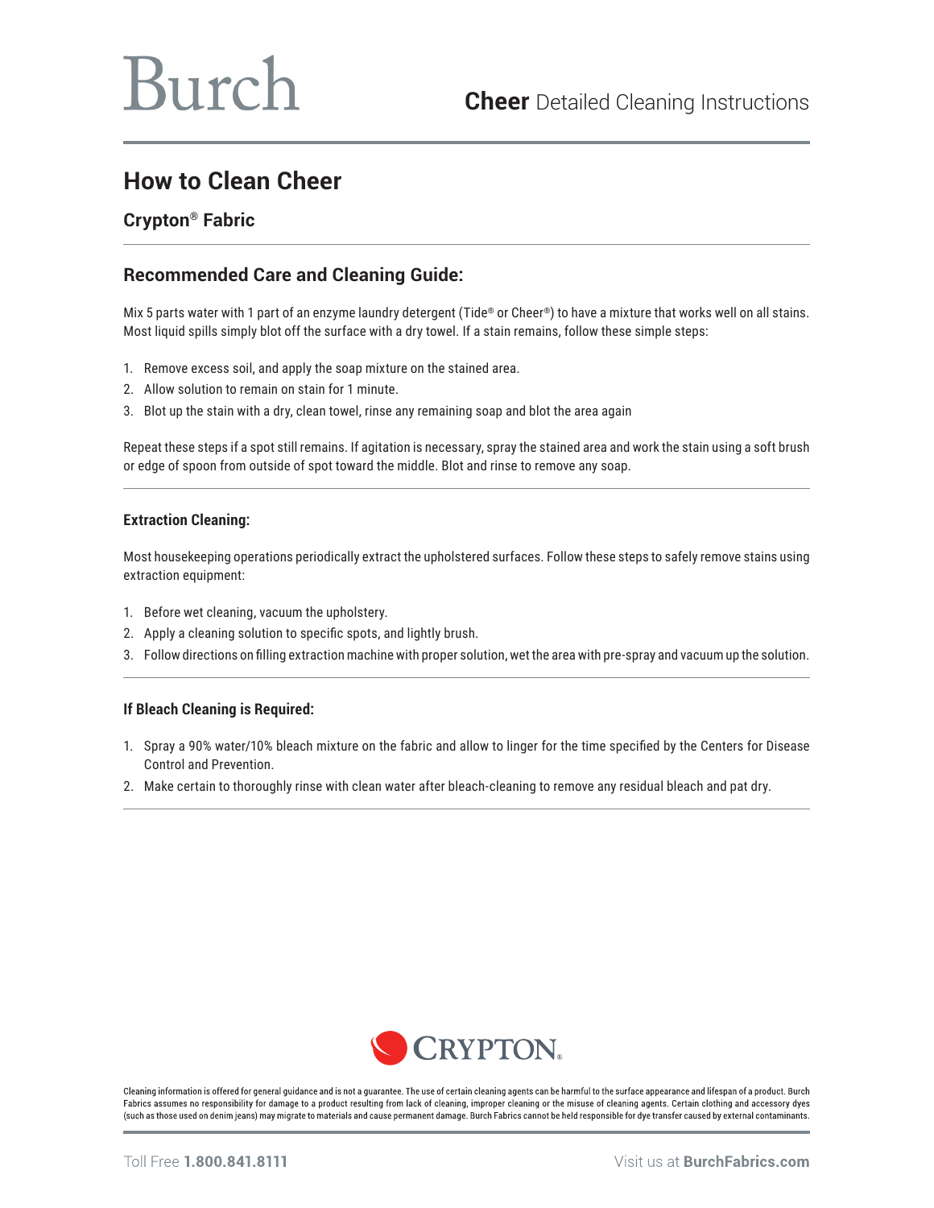# Burch

**Cheer** Detailed Cleaning Instructions

## How to Clean Cheer

### Crypton® Fabric

### Recommended Care and Cleaning Guide:

Mix 5 parts water with 1 part of an enzyme laundry detergent (Tide® or Cheer®) to have a mixture that works well on all stains. Most liquid spills simply blot off the surface with a dry towel. If a stain remains, follow these simple steps:

1. Remove excess soil, and apply the soap mixture on the stained area.
2. Allow solution to remain on stain for 1 minute.
3. Blot up the stain with a dry, clean towel, rinse any remaining soap and blot the area again

Repeat these steps if a spot still remains. If agitation is necessary, spray the stained area and work the stain using a soft brush or edge of spoon from outside of spot toward the middle. Blot and rinse to remove any soap.

**Extraction Cleaning:**

Most housekeeping operations periodically extract the upholstered surfaces. Follow these steps to safely remove stains using extraction equipment:

1. Before wet cleaning, vacuum the upholstery.
2. Apply a cleaning solution to specific spots, and lightly brush.
3. Follow directions on filling extraction machine with proper solution, wet the area with pre-spray and vacuum up the solution.

**If Bleach Cleaning is Required:**

1. Spray a 90% water/10% bleach mixture on the fabric and allow to linger for the time specified by the Centers for Disease Control and Prevention.
2. Make certain to thoroughly rinse with clean water after bleach-cleaning to remove any residual bleach and pat dry.

CRYPTON®

Cleaning information is offered for general guidance and is not a guarantee. The use of certain cleaning agents can be harmful to the surface appearance and lifespan of a product. Burch Fabrics assumes no responsibility for damage to a product resulting from lack of cleaning, improper cleaning or the misuse of cleaning agents. Certain clothing and accessory dyes (such as those used on denim jeans) may migrate to materials and cause permanent damage. Burch Fabrics cannot be held responsible for dye transfer caused by external contaminants.

Toll Free **1.800.841.8111** Visit us at **BurchFabrics.com**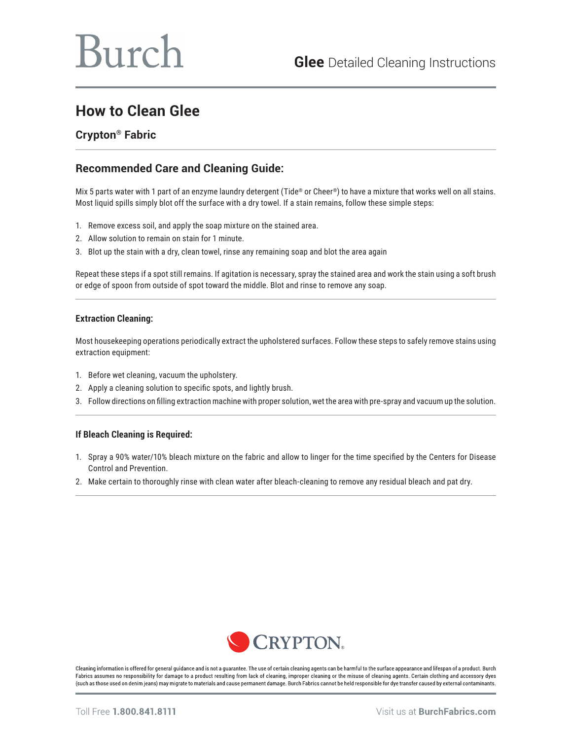# How to Clean Glee

## Crypton® Fabric

## Recommended Care and Cleaning Guide:

Mix 5 parts water with 1 part of an enzyme laundry detergent (Tide® or Cheer®) to have a mixture that works well on all stains. Most liquid spills simply blot off the surface with a dry towel. If a stain remains, follow these simple steps:

1. Remove excess soil, and apply the soap mixture on the stained area.
2. Allow solution to remain on stain for 1 minute.
3. Blot up the stain with a dry, clean towel, rinse any remaining soap and blot the area again

Repeat these steps if a spot still remains. If agitation is necessary, spray the stained area and work the stain using a soft brush or edge of spoon from outside of spot toward the middle. Blot and rinse to remove any soap.

### Extraction Cleaning:

Most housekeeping operations periodically extract the upholstered surfaces. Follow these steps to safely remove stains using extraction equipment:

1. Before wet cleaning, vacuum the upholstery.
2. Apply a cleaning solution to specific spots, and lightly brush.
3. Follow directions on filling extraction machine with proper solution, wet the area with pre-spray and vacuum up the solution.

### If Bleach Cleaning is Required:

1. Spray a 90% water/10% bleach mixture on the fabric and allow to linger for the time specified by the Centers for Disease Control and Prevention.
2. Make certain to thoroughly rinse with clean water after bleach-cleaning to remove any residual bleach and pat dry.

CRYPTON®

Cleaning information is offered for general guidance and is not a guarantee. The use of certain cleaning agents can be harmful to the surface appearance and lifespan of a product. Burch Fabrics assumes no responsibility for damage to a product resulting from lack of cleaning, improper cleaning or the misuse of cleaning agents. Certain clothing and accessory dyes (such as those used on denim jeans) may migrate to materials and cause permanent damage. Burch Fabrics cannot be held responsible for dye transfer caused by external contaminants.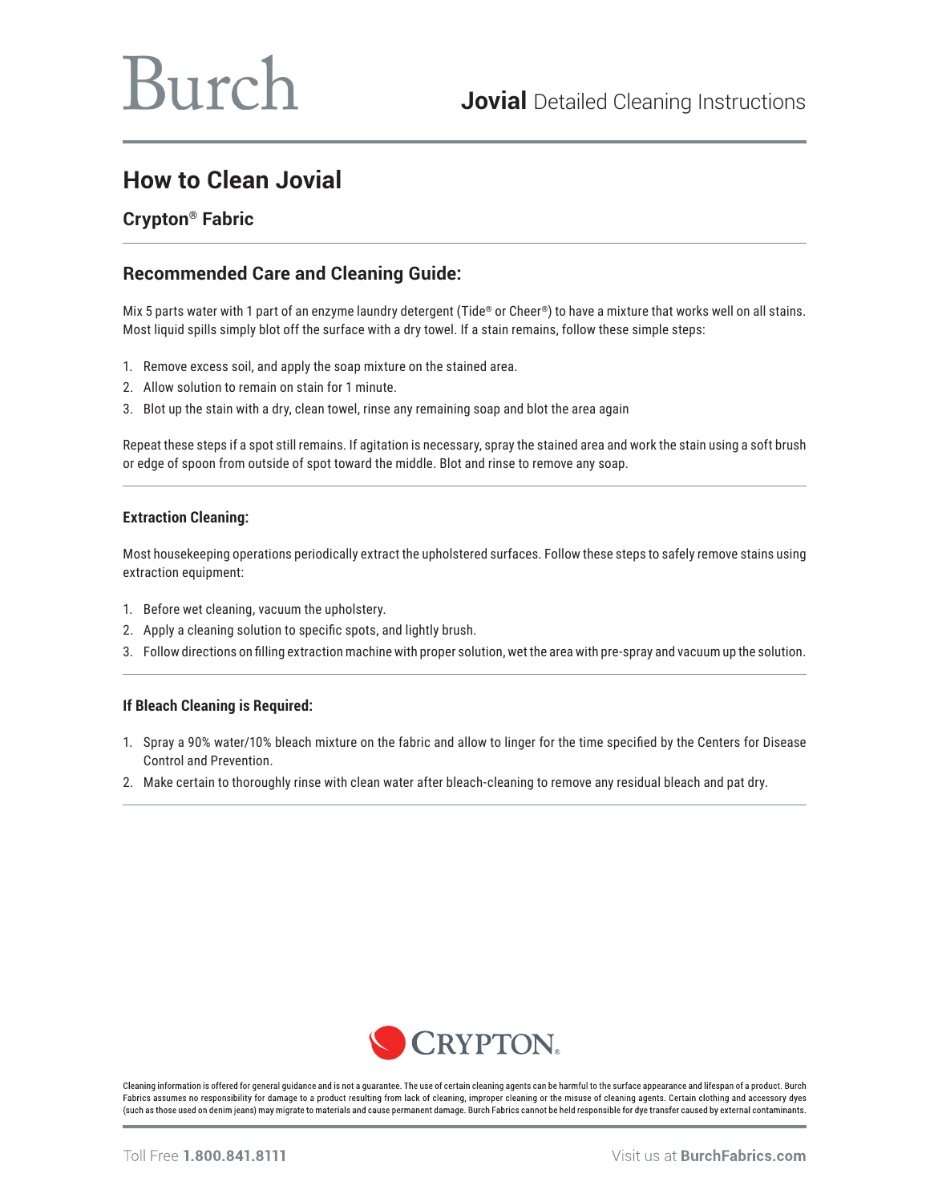# Burch

**Jovial** Detailed Cleaning Instructions

## How to Clean Jovial

### Crypton® Fabric

### Recommended Care and Cleaning Guide:

Mix 5 parts water with 1 part of an enzyme laundry detergent (Tide® or Cheer®) to have a mixture that works well on all stains. Most liquid spills simply blot off the surface with a dry towel. If a stain remains, follow these simple steps:

1. Remove excess soil, and apply the soap mixture on the stained area.
2. Allow solution to remain on stain for 1 minute.
3. Blot up the stain with a dry, clean towel, rinse any remaining soap and blot the area again

Repeat these steps if a spot still remains. If agitation is necessary, spray the stained area and work the stain using a soft brush or edge of spoon from outside of spot toward the middle. Blot and rinse to remove any soap.

#### Extraction Cleaning:

Most housekeeping operations periodically extract the upholstered surfaces. Follow these steps to safely remove stains using extraction equipment:

1. Before wet cleaning, vacuum the upholstery.
2. Apply a cleaning solution to specific spots, and lightly brush.
3. Follow directions on filling extraction machine with proper solution, wet the area with pre-spray and vacuum up the solution.

#### If Bleach Cleaning is Required:

1. Spray a 90% water/10% bleach mixture on the fabric and allow to linger for the time specified by the Centers for Disease Control and Prevention.
2. Make certain to thoroughly rinse with clean water after bleach-cleaning to remove any residual bleach and pat dry.

CRYPTON®

Cleaning information is offered for general guidance and is not a guarantee. The use of certain cleaning agents can be harmful to the surface appearance and lifespan of a product. Burch Fabrics assumes no responsibility for damage to a product resulting from lack of cleaning, improper cleaning or the misuse of cleaning agents. Certain clothing and accessory dyes (such as those used on denim jeans) may migrate to materials and cause permanent damage. Burch Fabrics cannot be held responsible for dye transfer caused by external contaminants.

Toll Free **1.800.841.8111** Visit us at **BurchFabrics.com**